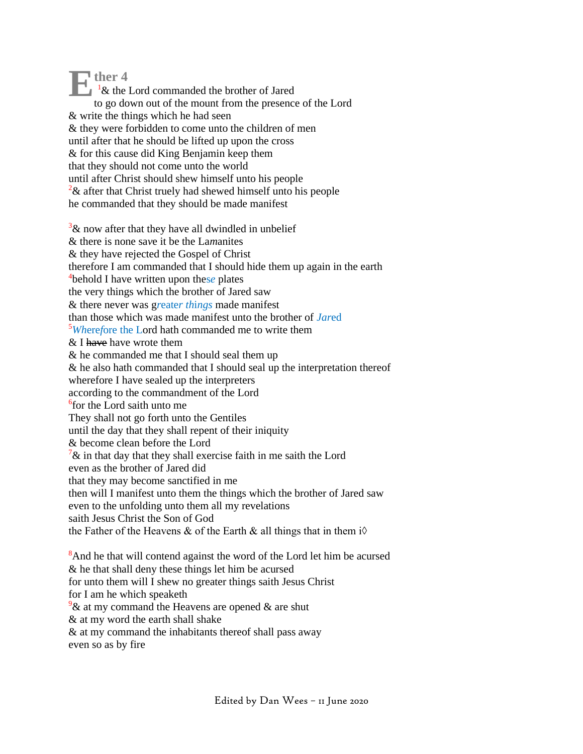# Ether 4

[1]& the Lord commanded the brother of Jared
to go down out of the mount from the presence of the Lord
& write the things which he had seen
& they were forbidden to come unto the children of men
until after that he should be lifted up upon the cross
& for this cause did King Benjamin keep them
that they should not come unto the world
until after Christ should shew himself unto his people
[2]& after that Christ truely had shewed himself unto his people
he commanded that they should be made manifest

[3]& now after that they have all dwindled in unbelief
& there is none save it be the La*m*anites
& they have rejected the Gospel of Christ
therefore I am commanded that I should hide them up again in the earth
[4]behold I have written upon the*se* plates
the very things which the brother of Jared saw
& there never was g*reater things* made manifest
than those which was made manifest unto the brother of *Jar*ed
[5]*Wh*ere*f*ore the Lord hath commanded me to write them
& I ~~have~~ have wrote them
& he commanded me that I should seal them up
& he also hath commanded that I should seal up the interpretation thereof
wherefore I have sealed up the interpreters
according to the commandment of the Lord
[6]for the Lord saith unto me
They shall not go forth unto the Gentiles
until the day that they shall repent of their iniquity
& become clean before the Lord
[7]& in that day that they shall exercise faith in me saith the Lord
even as the brother of Jared did
that they may become sanctified in me
then will I manifest unto them the things which the brother of Jared saw
even to the unfolding unto them all my revelations
saith Jesus Christ the Son of God
the Father of the Heavens & of the Earth & all things that in them i◊

[8]And he that will contend against the word of the Lord let him be acursed
& he that shall deny these things let him be acursed
for unto them will I shew no greater things saith Jesus Christ
for I am he which speaketh
[9]& at my command the Heavens are opened & are shut
& at my word the earth shall shake
& at my command the inhabitants thereof shall pass away
even so as by fire

Edited by Dan Wees – 11 June 2020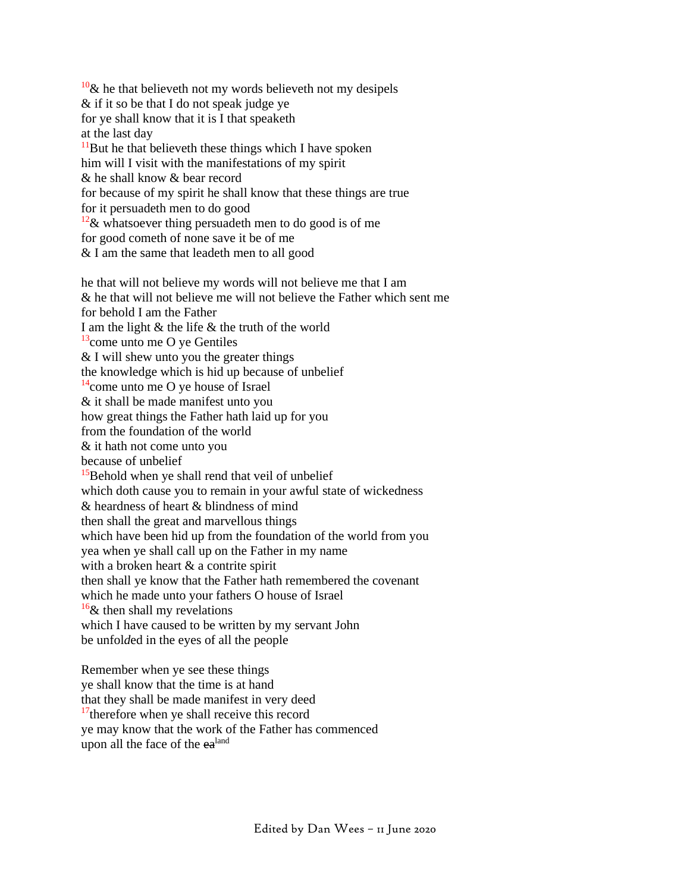[10]& he that believeth not my words believeth not my desipels
& if it so be that I do not speak judge ye
for ye shall know that it is I that speaketh
at the last day
[11]But he that believeth these things which I have spoken
him will I visit with the manifestations of my spirit
& he shall know & bear record
for because of my spirit he shall know that these things are true
for it persuadeth men to do good
[12]& whatsoever thing persuadeth men to do good is of me
for good cometh of none save it be of me
& I am the same that leadeth men to all good

he that will not believe my words will not believe me that I am
& he that will not believe me will not believe the Father which sent me
for behold I am the Father
I am the light & the life & the truth of the world
[13]come unto me O ye Gentiles
& I will shew unto you the greater things
the knowledge which is hid up because of unbelief
[14]come unto me O ye house of Israel
& it shall be made manifest unto you
how great things the Father hath laid up for you
from the foundation of the world
& it hath not come unto you
because of unbelief
[15]Behold when ye shall rend that veil of unbelief
which doth cause you to remain in your awful state of wickedness
& heardness of heart & blindness of mind
then shall the great and marvellous things
which have been hid up from the foundation of the world from you
yea when ye shall call up on the Father in my name
with a broken heart & a contrite spirit
then shall ye know that the Father hath remembered the covenant
which he made unto your fathers O house of Israel
[16]& then shall my revelations
which I have caused to be written by my servant John
be unfol*d*ed in the eyes of all the people

Remember when ye see these things
ye shall know that the time is at hand
that they shall be made manifest in very deed
[17]therefore when ye shall receive this record
ye may know that the work of the Father has commenced
upon all the face of the ~~ea~~[land]

Edited by Dan Wees – 11 June 2020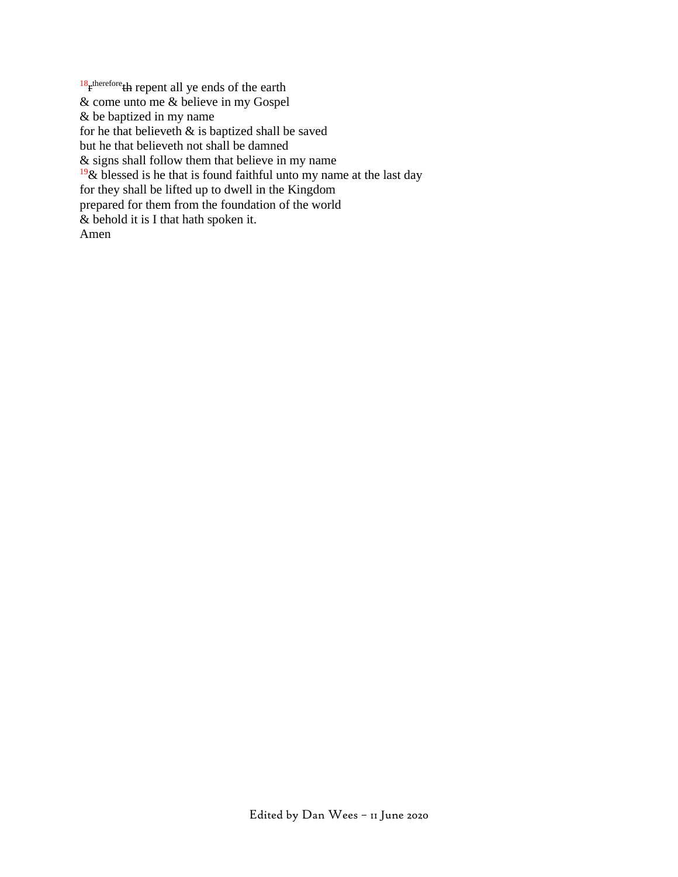[18]~~F~~[therefore]~~th~~ repent all ye ends of the earth  
& come unto me & believe in my Gospel  
& be baptized in my name  
for he that believeth & is baptized shall be saved  
but he that believeth not shall be damned  
& signs shall follow them that believe in my name  
[19]& blessed is he that is found faithful unto my name at the last day  
for they shall be lifted up to dwell in the Kingdom  
prepared for them from the foundation of the world  
& behold it is I that hath spoken it.  
Amen